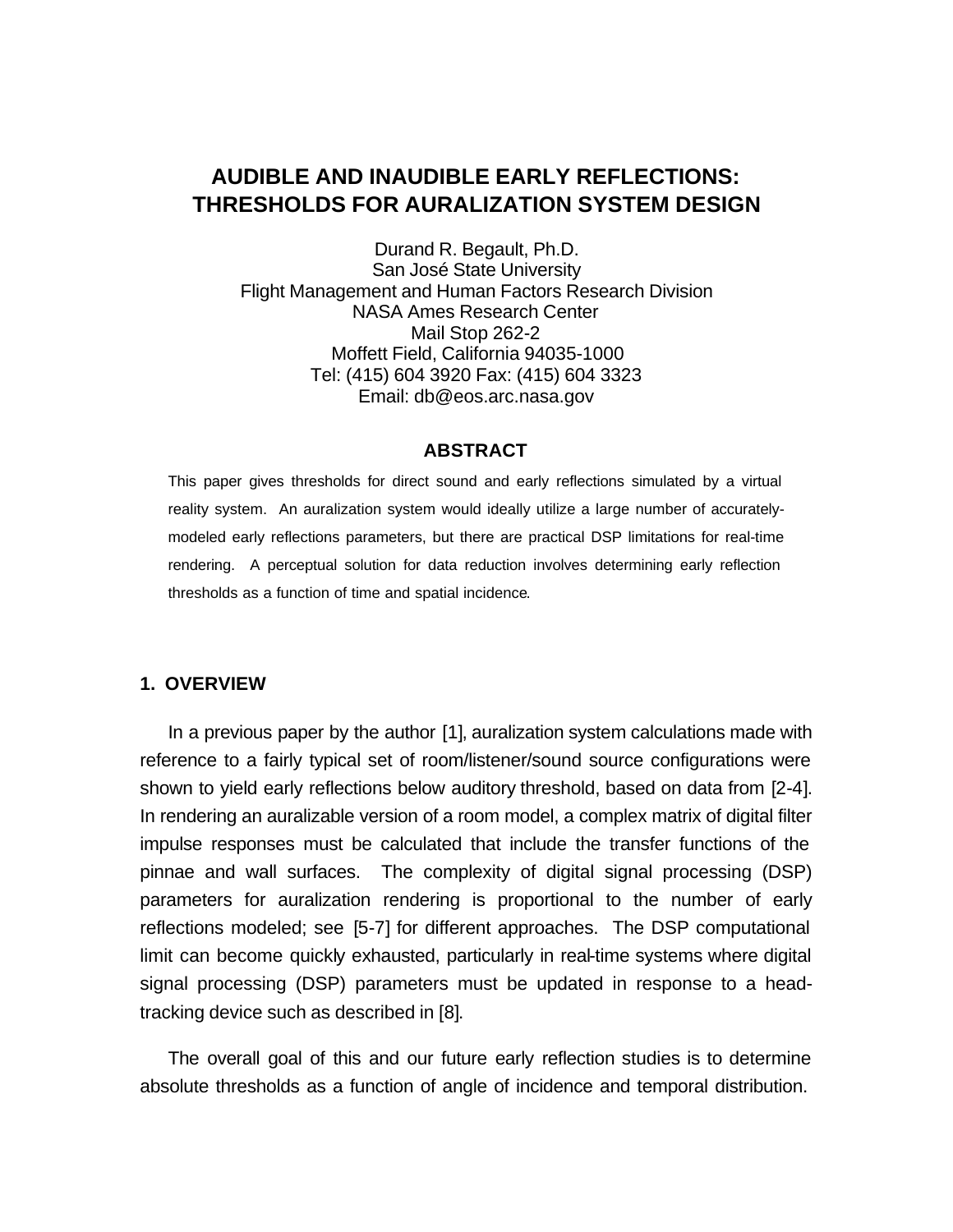# AUDIBLE AND INAUDIBLE EARLY REFLECTIONS: THRESHOLDS FOR AURALIZATION SYSTEM DESIGN

Durand R. Begault, Ph.D.
San José State University
Flight Management and Human Factors Research Division
NASA Ames Research Center
Mail Stop 262-2
Moffett Field, California 94035-1000
Tel: (415) 604 3920 Fax: (415) 604 3323
Email: db@eos.arc.nasa.gov

## ABSTRACT

This paper gives thresholds for direct sound and early reflections simulated by a virtual reality system. An auralization system would ideally utilize a large number of accurately-modeled early reflections parameters, but there are practical DSP limitations for real-time rendering. A perceptual solution for data reduction involves determining early reflection thresholds as a function of time and spatial incidence.

## 1. OVERVIEW

In a previous paper by the author [1], auralization system calculations made with reference to a fairly typical set of room/listener/sound source configurations were shown to yield early reflections below auditory threshold, based on data from [2-4]. In rendering an auralizable version of a room model, a complex matrix of digital filter impulse responses must be calculated that include the transfer functions of the pinnae and wall surfaces. The complexity of digital signal processing (DSP) parameters for auralization rendering is proportional to the number of early reflections modeled; see [5-7] for different approaches. The DSP computational limit can become quickly exhausted, particularly in real-time systems where digital signal processing (DSP) parameters must be updated in response to a head-tracking device such as described in [8].

The overall goal of this and our future early reflection studies is to determine absolute thresholds as a function of angle of incidence and temporal distribution.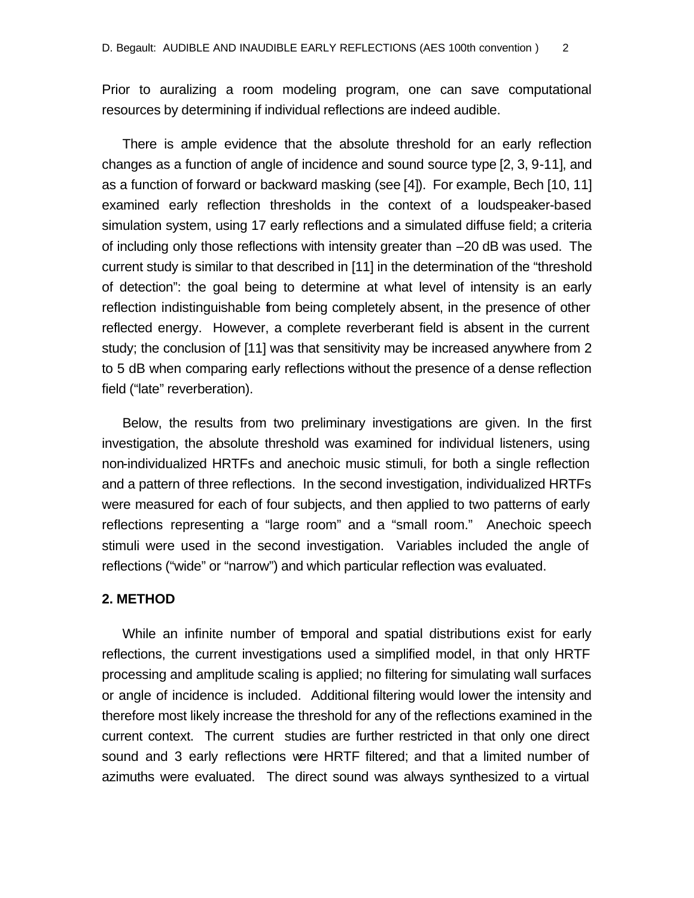Prior to auralizing a room modeling program, one can save computational resources by determining if individual reflections are indeed audible.

There is ample evidence that the absolute threshold for an early reflection changes as a function of angle of incidence and sound source type [2, 3, 9-11], and as a function of forward or backward masking (see [4]). For example, Bech [10, 11] examined early reflection thresholds in the context of a loudspeaker-based simulation system, using 17 early reflections and a simulated diffuse field; a criteria of including only those reflections with intensity greater than –20 dB was used. The current study is similar to that described in [11] in the determination of the "threshold of detection": the goal being to determine at what level of intensity is an early reflection indistinguishable from being completely absent, in the presence of other reflected energy. However, a complete reverberant field is absent in the current study; the conclusion of [11] was that sensitivity may be increased anywhere from 2 to 5 dB when comparing early reflections without the presence of a dense reflection field ("late" reverberation).

Below, the results from two preliminary investigations are given. In the first investigation, the absolute threshold was examined for individual listeners, using non-individualized HRTFs and anechoic music stimuli, for both a single reflection and a pattern of three reflections. In the second investigation, individualized HRTFs were measured for each of four subjects, and then applied to two patterns of early reflections representing a "large room" and a "small room." Anechoic speech stimuli were used in the second investigation. Variables included the angle of reflections ("wide" or "narrow") and which particular reflection was evaluated.

## 2. METHOD

While an infinite number of temporal and spatial distributions exist for early reflections, the current investigations used a simplified model, in that only HRTF processing and amplitude scaling is applied; no filtering for simulating wall surfaces or angle of incidence is included. Additional filtering would lower the intensity and therefore most likely increase the threshold for any of the reflections examined in the current context. The current studies are further restricted in that only one direct sound and 3 early reflections were HRTF filtered; and that a limited number of azimuths were evaluated. The direct sound was always synthesized to a virtual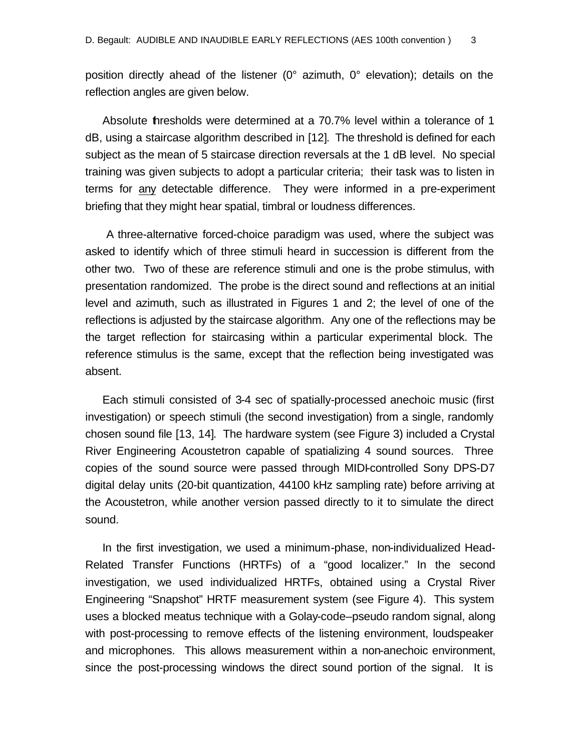position directly ahead of the listener (0° azimuth, 0° elevation); details on the reflection angles are given below.

Absolute thresholds were determined at a 70.7% level within a tolerance of 1 dB, using a staircase algorithm described in [12]. The threshold is defined for each subject as the mean of 5 staircase direction reversals at the 1 dB level. No special training was given subjects to adopt a particular criteria; their task was to listen in terms for <u>any</u> detectable difference. They were informed in a pre-experiment briefing that they might hear spatial, timbral or loudness differences.

A three-alternative forced-choice paradigm was used, where the subject was asked to identify which of three stimuli heard in succession is different from the other two. Two of these are reference stimuli and one is the probe stimulus, with presentation randomized. The probe is the direct sound and reflections at an initial level and azimuth, such as illustrated in Figures 1 and 2; the level of one of the reflections is adjusted by the staircase algorithm. Any one of the reflections may be the target reflection for staircasing within a particular experimental block. The reference stimulus is the same, except that the reflection being investigated was absent.

Each stimuli consisted of 3-4 sec of spatially-processed anechoic music (first investigation) or speech stimuli (the second investigation) from a single, randomly chosen sound file [13, 14]. The hardware system (see Figure 3) included a Crystal River Engineering Acoustetron capable of spatializing 4 sound sources. Three copies of the sound source were passed through MIDI-controlled Sony DPS-D7 digital delay units (20-bit quantization, 44100 kHz sampling rate) before arriving at the Acoustetron, while another version passed directly to it to simulate the direct sound.

In the first investigation, we used a minimum-phase, non-individualized Head-Related Transfer Functions (HRTFs) of a "good localizer." In the second investigation, we used individualized HRTFs, obtained using a Crystal River Engineering "Snapshot" HRTF measurement system (see Figure 4). This system uses a blocked meatus technique with a Golay-code–pseudo random signal, along with post-processing to remove effects of the listening environment, loudspeaker and microphones. This allows measurement within a non-anechoic environment, since the post-processing windows the direct sound portion of the signal. It is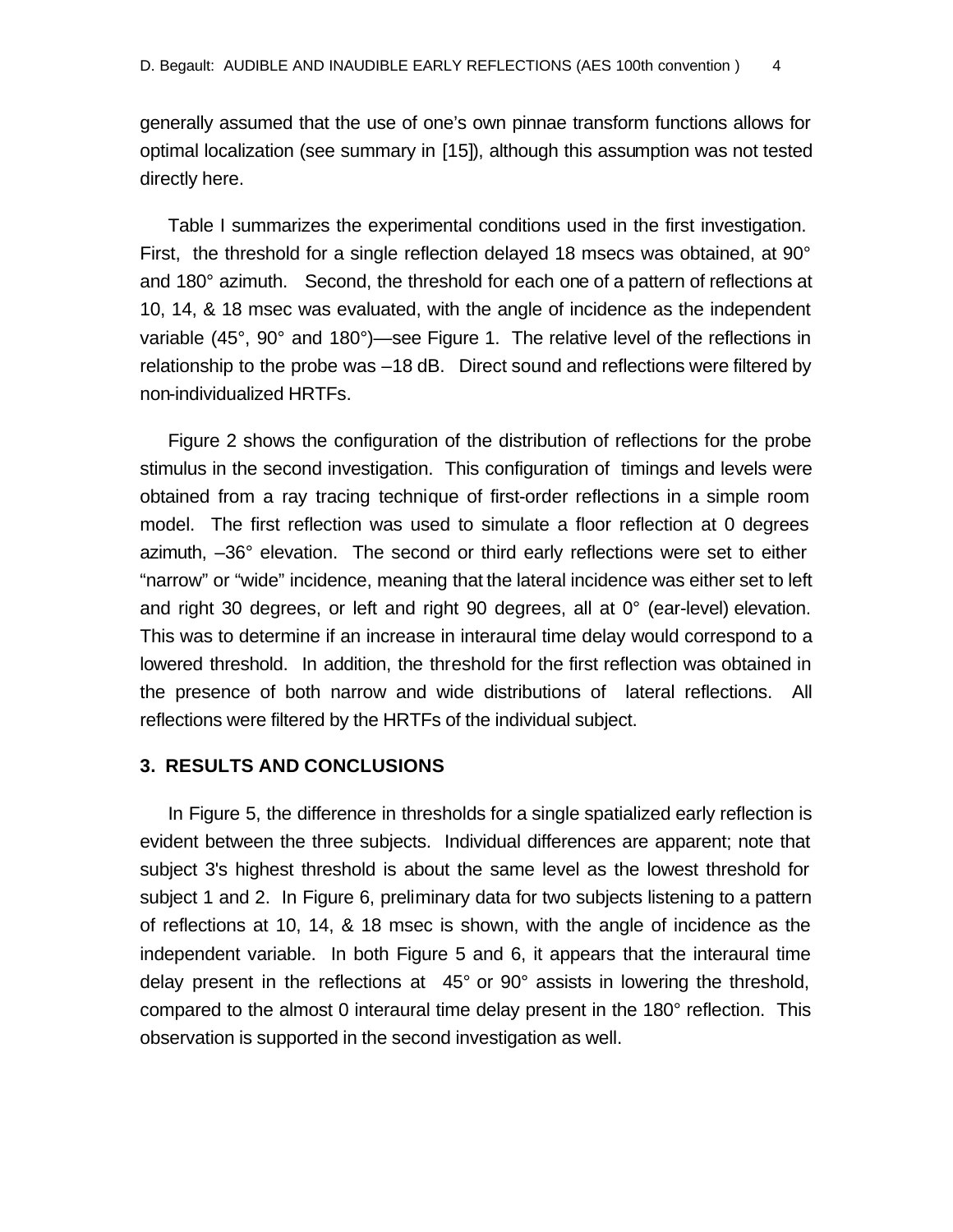generally assumed that the use of one's own pinnae transform functions allows for optimal localization (see summary in [15]), although this assumption was not tested directly here.

Table I summarizes the experimental conditions used in the first investigation. First, the threshold for a single reflection delayed 18 msecs was obtained, at 90° and 180° azimuth. Second, the threshold for each one of a pattern of reflections at 10, 14, & 18 msec was evaluated, with the angle of incidence as the independent variable (45°, 90° and 180°)—see Figure 1. The relative level of the reflections in relationship to the probe was –18 dB. Direct sound and reflections were filtered by non-individualized HRTFs.

Figure 2 shows the configuration of the distribution of reflections for the probe stimulus in the second investigation. This configuration of timings and levels were obtained from a ray tracing technique of first-order reflections in a simple room model. The first reflection was used to simulate a floor reflection at 0 degrees azimuth, –36° elevation. The second or third early reflections were set to either "narrow" or "wide" incidence, meaning that the lateral incidence was either set to left and right 30 degrees, or left and right 90 degrees, all at 0° (ear-level) elevation. This was to determine if an increase in interaural time delay would correspond to a lowered threshold. In addition, the threshold for the first reflection was obtained in the presence of both narrow and wide distributions of lateral reflections. All reflections were filtered by the HRTFs of the individual subject.

## 3. RESULTS AND CONCLUSIONS

In Figure 5, the difference in thresholds for a single spatialized early reflection is evident between the three subjects. Individual differences are apparent; note that subject 3's highest threshold is about the same level as the lowest threshold for subject 1 and 2. In Figure 6, preliminary data for two subjects listening to a pattern of reflections at 10, 14, & 18 msec is shown, with the angle of incidence as the independent variable. In both Figure 5 and 6, it appears that the interaural time delay present in the reflections at 45° or 90° assists in lowering the threshold, compared to the almost 0 interaural time delay present in the 180° reflection. This observation is supported in the second investigation as well.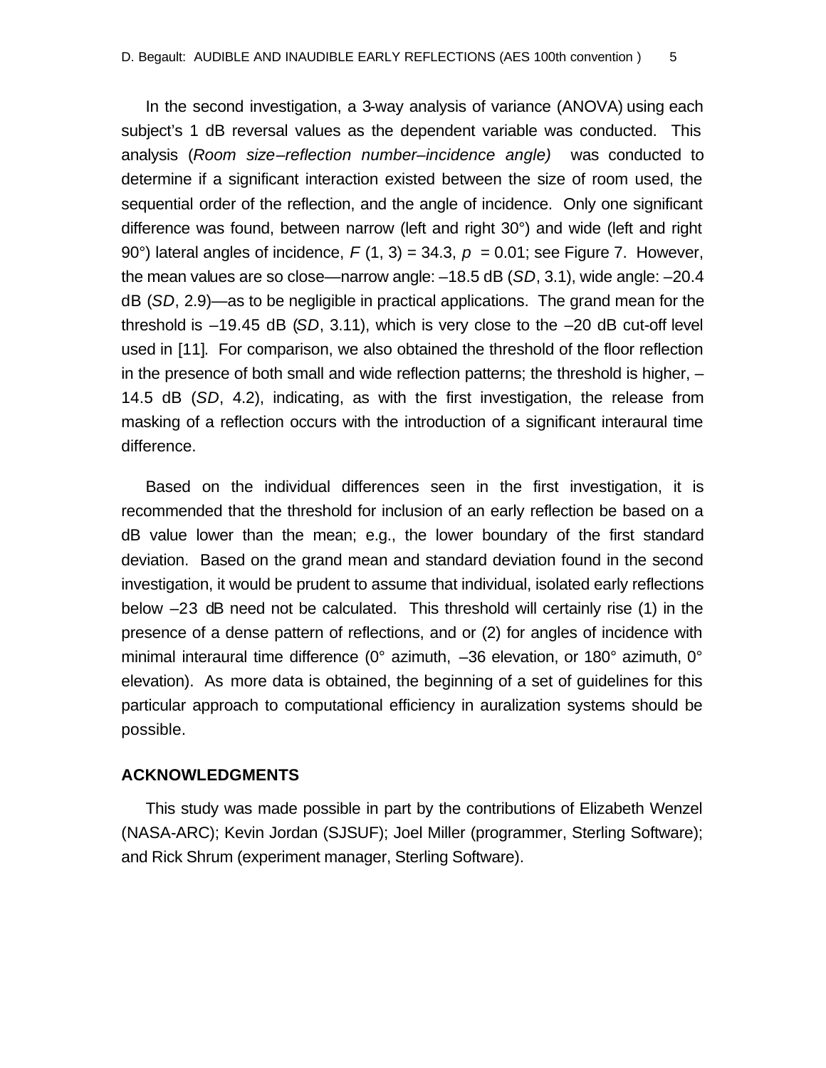In the second investigation, a 3-way analysis of variance (ANOVA) using each subject's 1 dB reversal values as the dependent variable was conducted. This analysis (*Room size–reflection number–incidence angle)* was conducted to determine if a significant interaction existed between the size of room used, the sequential order of the reflection, and the angle of incidence. Only one significant difference was found, between narrow (left and right 30°) and wide (left and right 90°) lateral angles of incidence, $F\ (1, 3) = 34.3$, $p = 0.01$; see Figure 7. However, the mean values are so close—narrow angle: –18.5 dB (*SD*, 3.1), wide angle: –20.4 dB (*SD*, 2.9)—as to be negligible in practical applications. The grand mean for the threshold is –19.45 dB (*SD*, 3.11), which is very close to the –20 dB cut-off level used in [11]. For comparison, we also obtained the threshold of the floor reflection in the presence of both small and wide reflection patterns; the threshold is higher, –14.5 dB (*SD*, 4.2), indicating, as with the first investigation, the release from masking of a reflection occurs with the introduction of a significant interaural time difference.

Based on the individual differences seen in the first investigation, it is recommended that the threshold for inclusion of an early reflection be based on a dB value lower than the mean; e.g., the lower boundary of the first standard deviation. Based on the grand mean and standard deviation found in the second investigation, it would be prudent to assume that individual, isolated early reflections below –23 dB need not be calculated. This threshold will certainly rise (1) in the presence of a dense pattern of reflections, and or (2) for angles of incidence with minimal interaural time difference (0° azimuth, –36 elevation, or 180° azimuth, 0° elevation). As more data is obtained, the beginning of a set of guidelines for this particular approach to computational efficiency in auralization systems should be possible.

## ACKNOWLEDGMENTS

This study was made possible in part by the contributions of Elizabeth Wenzel (NASA-ARC); Kevin Jordan (SJSUF); Joel Miller (programmer, Sterling Software); and Rick Shrum (experiment manager, Sterling Software).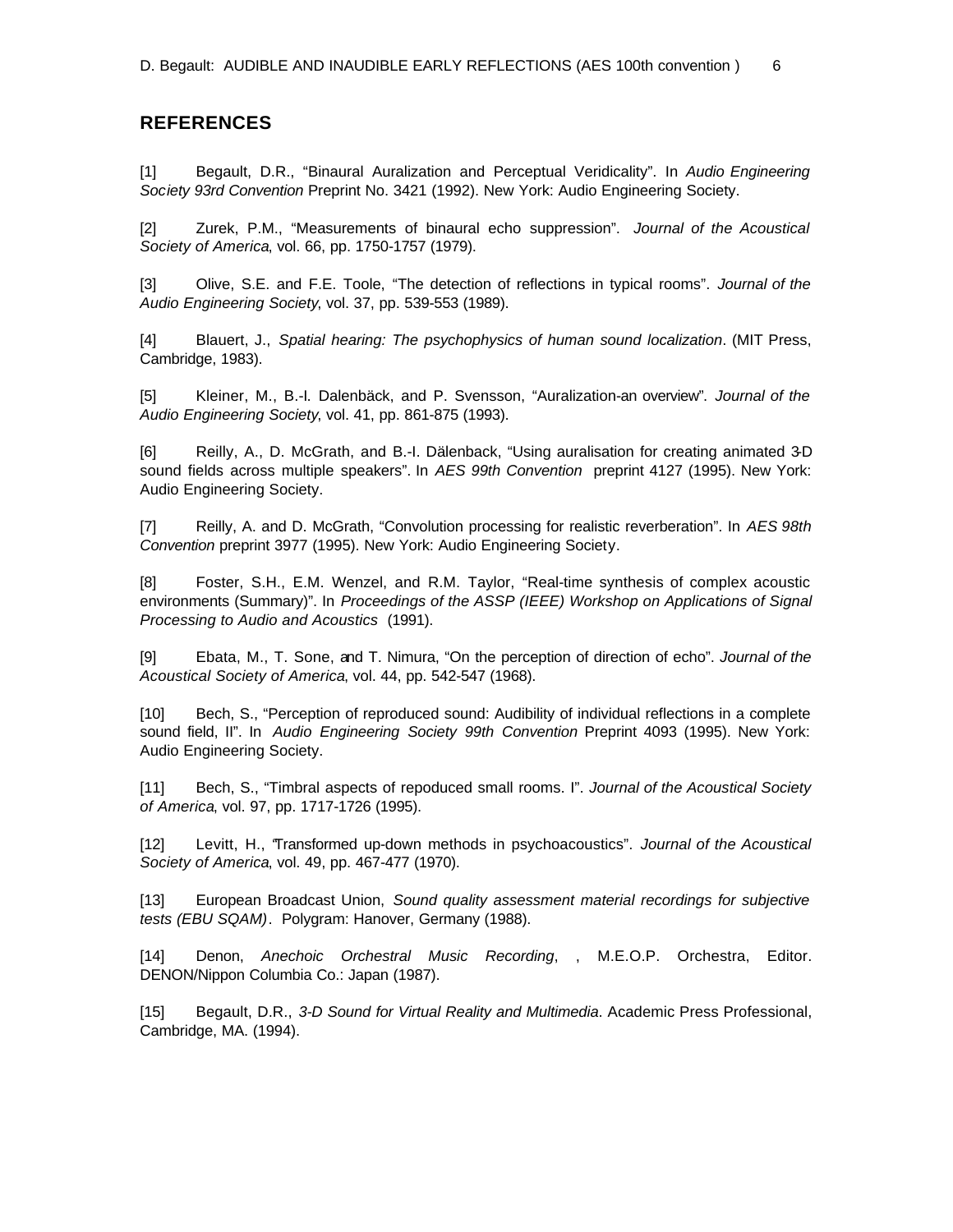## REFERENCES

[1] Begault, D.R., "Binaural Auralization and Perceptual Veridicality". In *Audio Engineering Society 93rd Convention* Preprint No. 3421 (1992). New York: Audio Engineering Society.

[2] Zurek, P.M., "Measurements of binaural echo suppression". *Journal of the Acoustical Society of America*, vol. 66, pp. 1750-1757 (1979).

[3] Olive, S.E. and F.E. Toole, "The detection of reflections in typical rooms". *Journal of the Audio Engineering Society*, vol. 37, pp. 539-553 (1989).

[4] Blauert, J., *Spatial hearing: The psychophysics of human sound localization*. (MIT Press, Cambridge, 1983).

[5] Kleiner, M., B.-I. Dalenbäck, and P. Svensson, "Auralization-an overview". *Journal of the Audio Engineering Society*, vol. 41, pp. 861-875 (1993).

[6] Reilly, A., D. McGrath, and B.-I. Dälenback, "Using auralisation for creating animated 3-D sound fields across multiple speakers". In *AES 99th Convention* preprint 4127 (1995). New York: Audio Engineering Society.

[7] Reilly, A. and D. McGrath, "Convolution processing for realistic reverberation". In *AES 98th Convention* preprint 3977 (1995). New York: Audio Engineering Society.

[8] Foster, S.H., E.M. Wenzel, and R.M. Taylor, "Real-time synthesis of complex acoustic environments (Summary)". In *Proceedings of the ASSP (IEEE) Workshop on Applications of Signal Processing to Audio and Acoustics* (1991).

[9] Ebata, M., T. Sone, and T. Nimura, "On the perception of direction of echo". *Journal of the Acoustical Society of America*, vol. 44, pp. 542-547 (1968).

[10] Bech, S., "Perception of reproduced sound: Audibility of individual reflections in a complete sound field, II". In *Audio Engineering Society 99th Convention* Preprint 4093 (1995). New York: Audio Engineering Society.

[11] Bech, S., "Timbral aspects of repoduced small rooms. I". *Journal of the Acoustical Society of America*, vol. 97, pp. 1717-1726 (1995).

[12] Levitt, H., "Transformed up-down methods in psychoacoustics". *Journal of the Acoustical Society of America*, vol. 49, pp. 467-477 (1970).

[13] European Broadcast Union, *Sound quality assessment material recordings for subjective tests (EBU SQAM)*. Polygram: Hanover, Germany (1988).

[14] Denon, *Anechoic Orchestral Music Recording*, , M.E.O.P. Orchestra, Editor. DENON/Nippon Columbia Co.: Japan (1987).

[15] Begault, D.R., *3-D Sound for Virtual Reality and Multimedia*. Academic Press Professional, Cambridge, MA. (1994).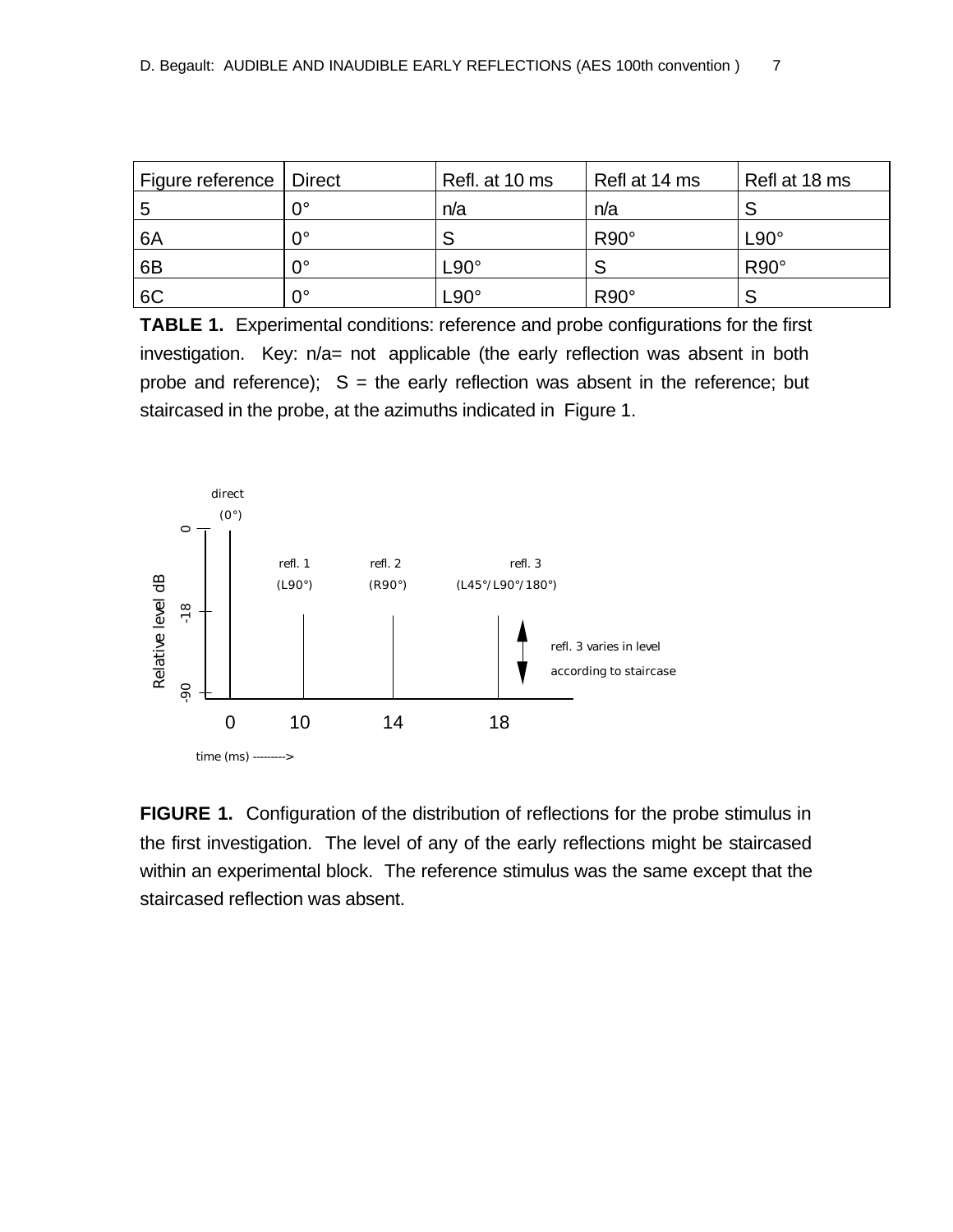| Figure reference | Direct | Refl. at 10 ms | Refl at 14 ms | Refl at 18 ms |
|---|---|---|---|---|
| 5 | 0° | n/a | n/a | S |
| 6A | 0° | S | R90° | L90° |
| 6B | 0° | L90° | S | R90° |
| 6C | 0° | L90° | R90° | S |

**TABLE 1.** Experimental conditions: reference and probe configurations for the first investigation. Key: n/a= not applicable (the early reflection was absent in both probe and reference); S = the early reflection was absent in the reference; but staircased in the probe, at the azimuths indicated in Figure 1.

**FIGURE 1.** Configuration of the distribution of reflections for the probe stimulus in the first investigation. The level of any of the early reflections might be staircased within an experimental block. The reference stimulus was the same except that the staircased reflection was absent.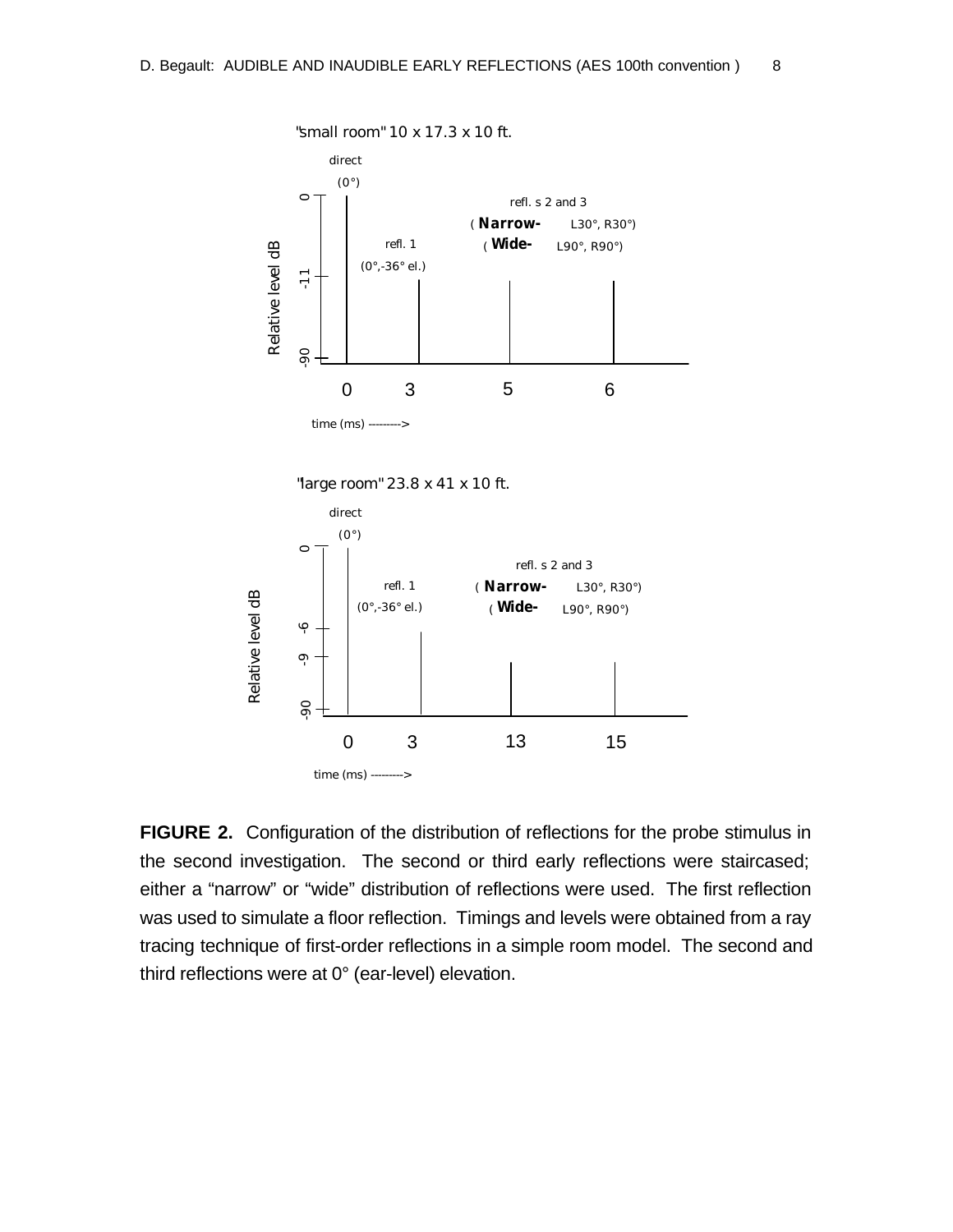"small room" 10 x 17.3 x 10 ft.

direct (0°)

refl. 1 (0°,-36° el.)

refl. s 2 and 3 ( **Narrow-** L30°, R30°) ( **Wide-** L90°, R90°)

Relative level dB: 0, -11, -90

time (ms) ---------> 0, 3, 5, 6

"large room" 23.8 x 41 x 10 ft.

direct (0°)

refl. 1 (0°,-36° el.)

refl. s 2 and 3 ( **Narrow-** L30°, R30°) ( **Wide-** L90°, R90°)

Relative level dB: 0, -6, -9, -90

time (ms) ---------> 0, 3, 13, 15

**FIGURE 2.** Configuration of the distribution of reflections for the probe stimulus in the second investigation. The second or third early reflections were staircased; either a "narrow" or "wide" distribution of reflections were used. The first reflection was used to simulate a floor reflection. Timings and levels were obtained from a ray tracing technique of first-order reflections in a simple room model. The second and third reflections were at 0° (ear-level) elevation.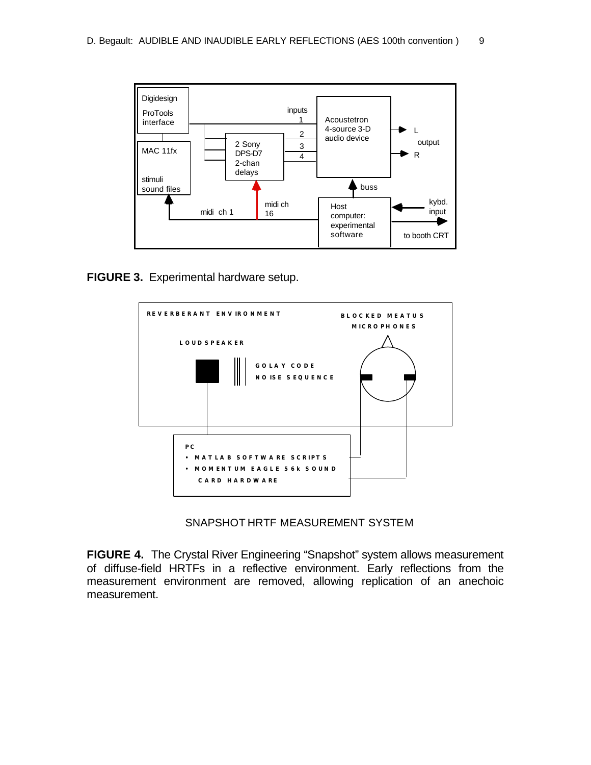**FIGURE 3.** Experimental hardware setup.

SNAPSHOT HRTF MEASUREMENT SYSTEM

**FIGURE 4.** The Crystal River Engineering "Snapshot" system allows measurement of diffuse-field HRTFs in a reflective environment. Early reflections from the measurement environment are removed, allowing replication of an anechoic measurement.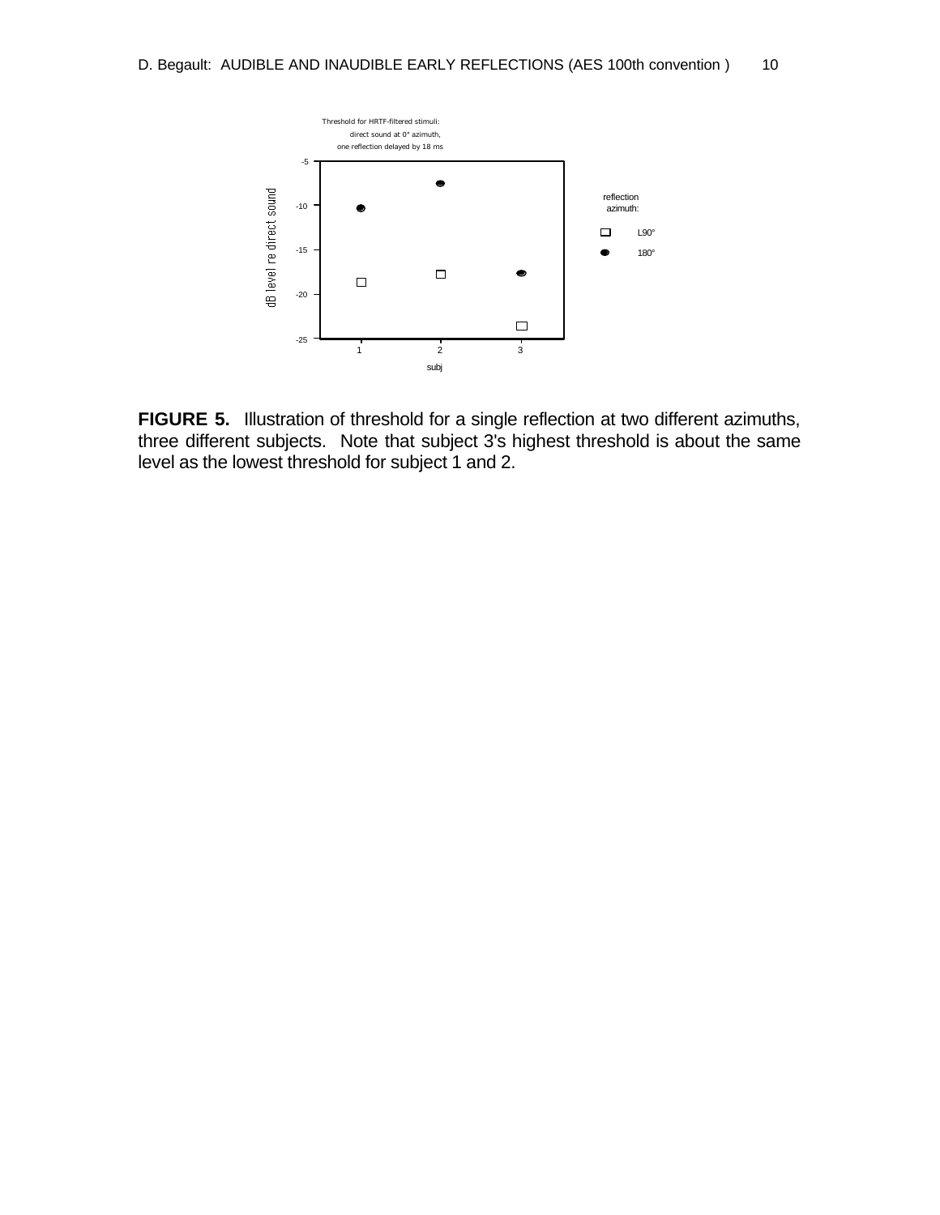Threshold for HRTF-filtered stimuli:
direct sound at 0° azimuth,
one reflection delayed by 18 ms

reflection azimuth: L90° (open square), 180° (filled circle)

y-axis: dB level re direct sound (-25 to -5); x-axis: subj (1, 2, 3)

**FIGURE 5.** Illustration of threshold for a single reflection at two different azimuths, three different subjects. Note that subject 3's highest threshold is about the same level as the lowest threshold for subject 1 and 2.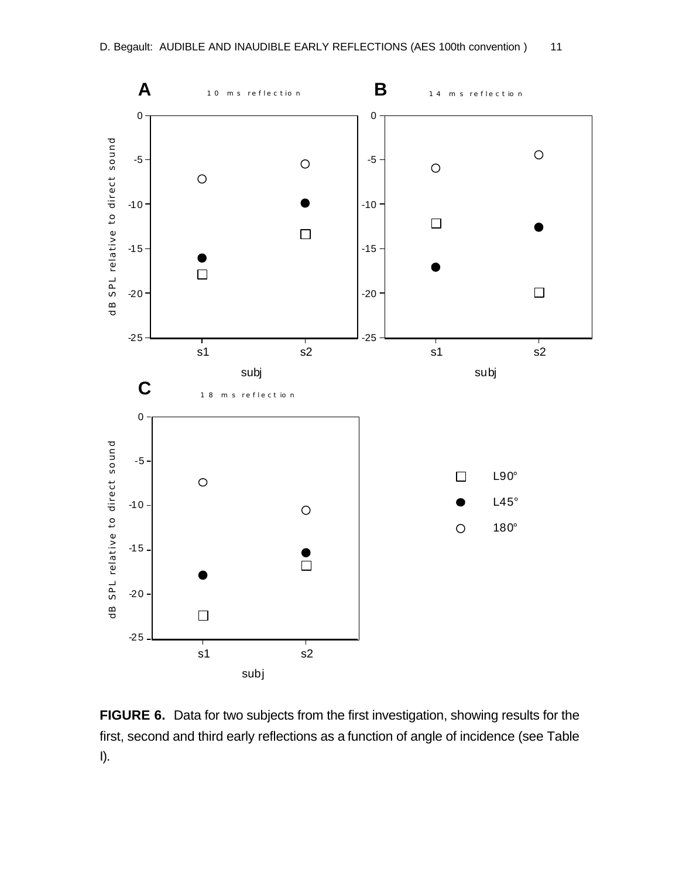**FIGURE 6.** Data for two subjects from the first investigation, showing results for the first, second and third early reflections as a function of angle of incidence (see Table I).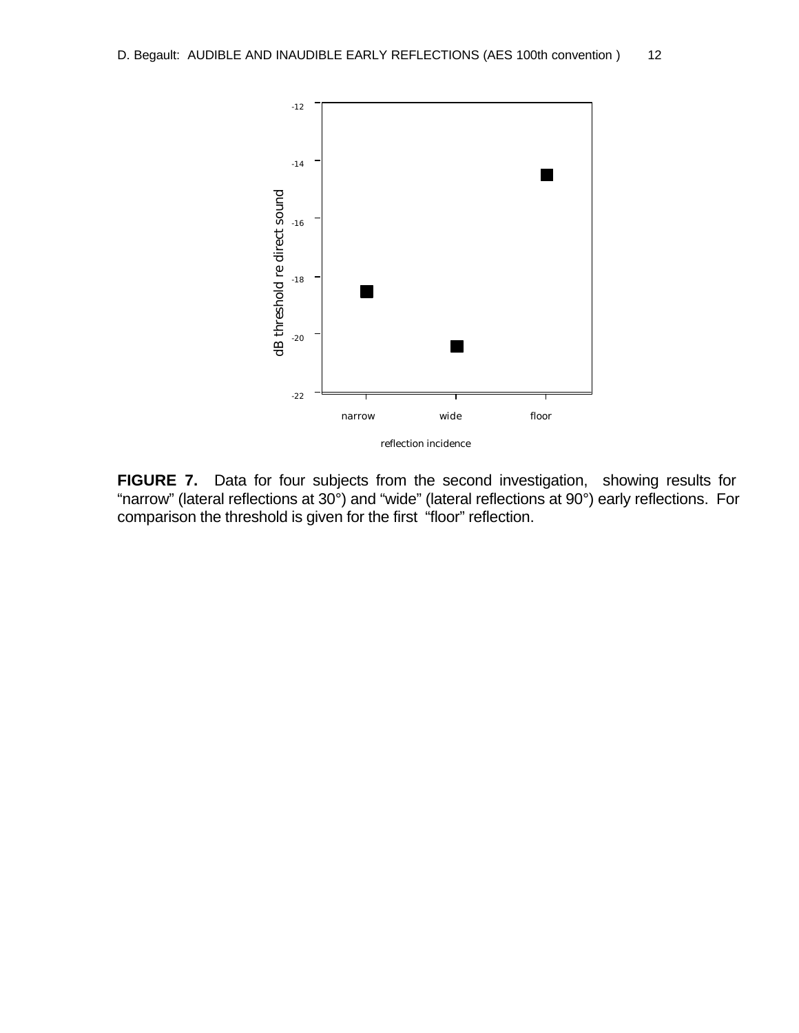-12

-14

-16

-18

-20

-22

dB threshold re direct sound

narrow

wide

floor

reflection incidence

**FIGURE 7.** Data for four subjects from the second investigation, showing results for "narrow" (lateral reflections at 30°) and "wide" (lateral reflections at 90°) early reflections. For comparison the threshold is given for the first "floor" reflection.